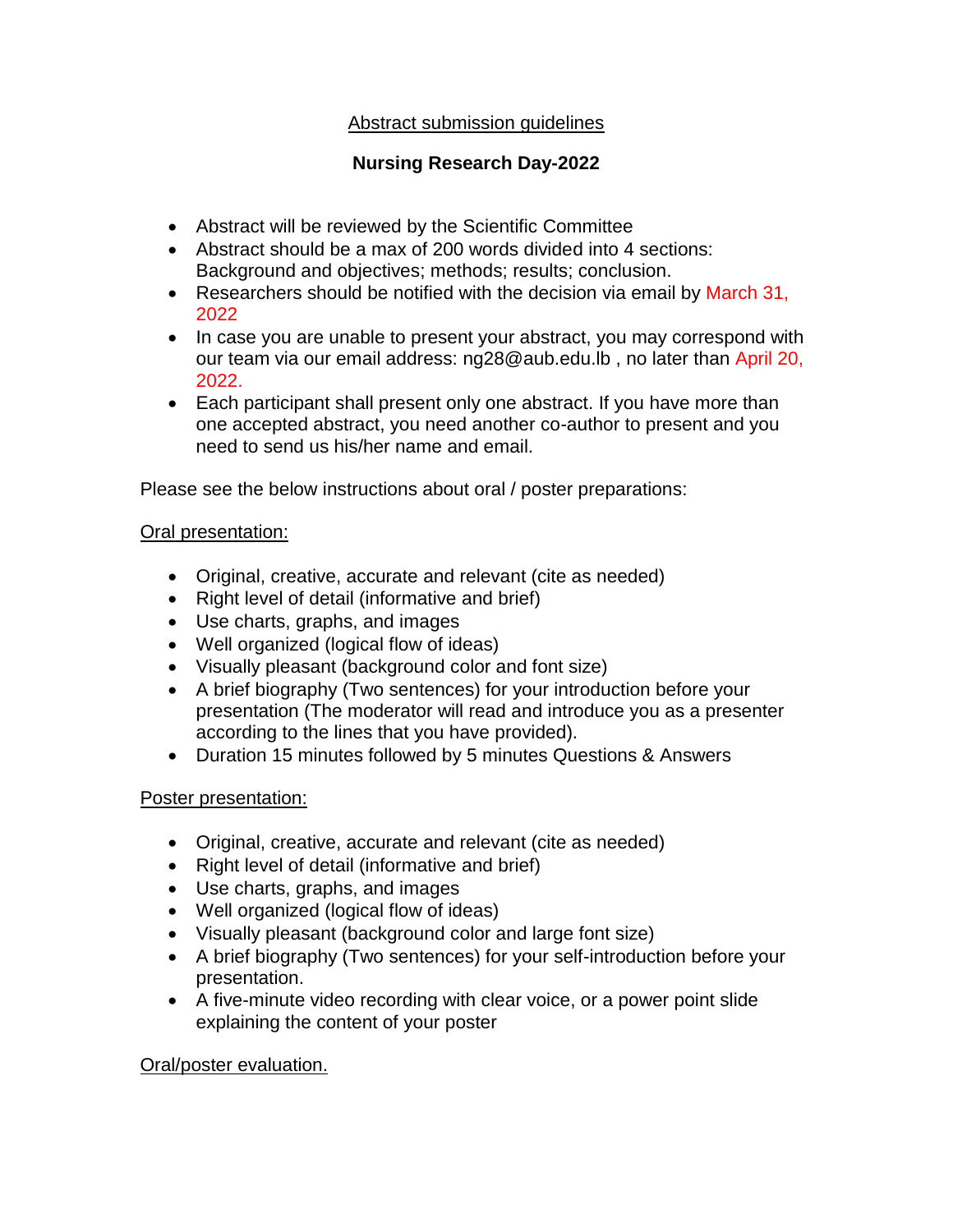# Abstract submission guidelines

## Nursing Research Day-2022

- Abstract will be reviewed by the Scientific Committee
- Abstract should be a max of 200 words divided into 4 sections: Background and objectives; methods; results; conclusion.
- Researchers should be notified with the decision via email by March 31, 2022
- In case you are unable to present your abstract, you may correspond with our team via our email address: ng28@aub.edu.lb , no later than April 20, 2022.
- Each participant shall present only one abstract. If you have more than one accepted abstract, you need another co-author to present and you need to send us his/her name and email.

Please see the below instructions about oral / poster preparations:

### Oral presentation:

- Original, creative, accurate and relevant (cite as needed)
- Right level of detail (informative and brief)
- Use charts, graphs, and images
- Well organized (logical flow of ideas)
- Visually pleasant (background color and font size)
- A brief biography (Two sentences) for your introduction before your presentation (The moderator will read and introduce you as a presenter according to the lines that you have provided).
- Duration 15 minutes followed by 5 minutes Questions & Answers

### Poster presentation:

- Original, creative, accurate and relevant (cite as needed)
- Right level of detail (informative and brief)
- Use charts, graphs, and images
- Well organized (logical flow of ideas)
- Visually pleasant (background color and large font size)
- A brief biography (Two sentences) for your self-introduction before your presentation.
- A five-minute video recording with clear voice, or a power point slide explaining the content of your poster

### Oral/poster evaluation.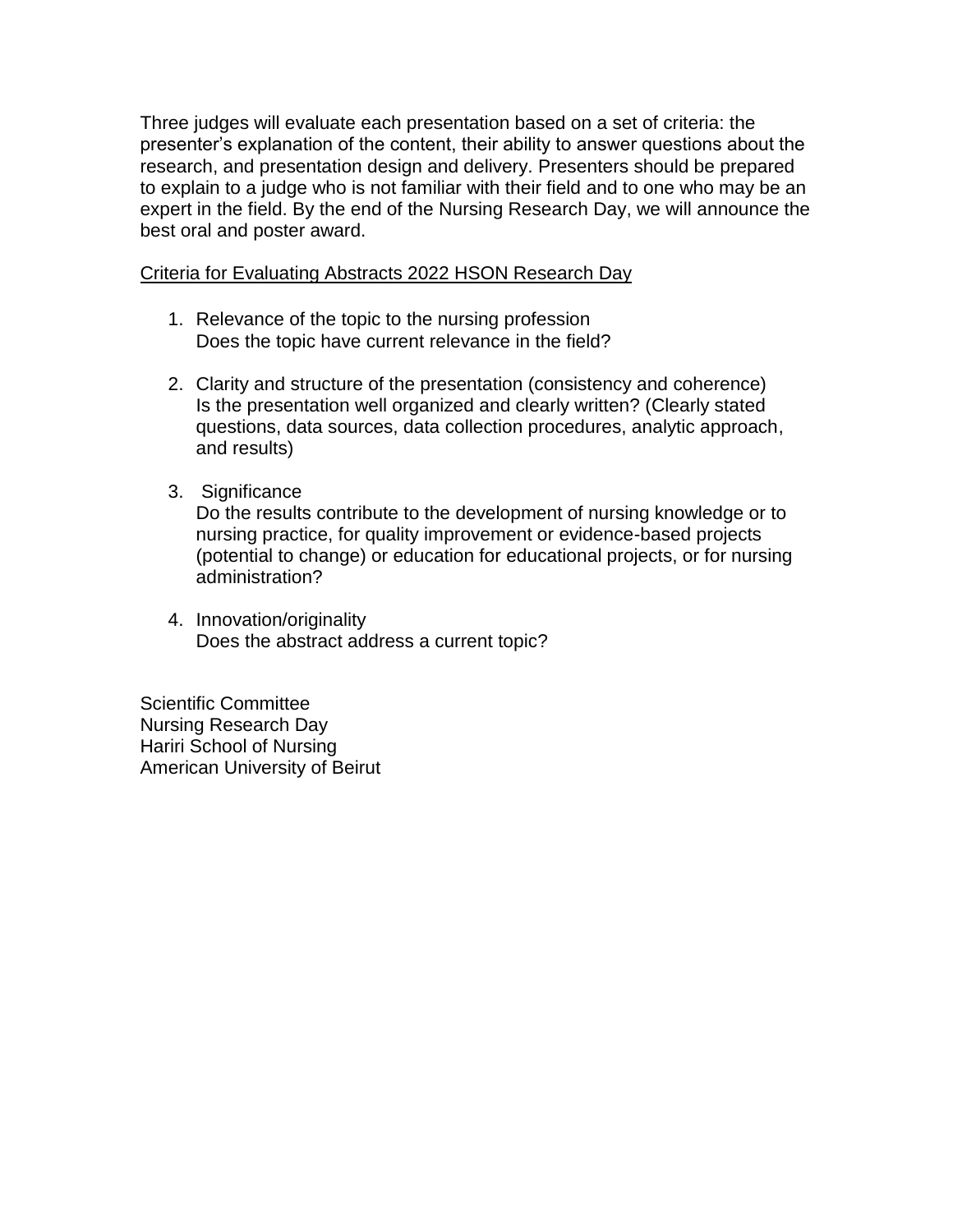Three judges will evaluate each presentation based on a set of criteria: the presenter's explanation of the content, their ability to answer questions about the research, and presentation design and delivery. Presenters should be prepared to explain to a judge who is not familiar with their field and to one who may be an expert in the field. By the end of the Nursing Research Day, we will announce the best oral and poster award.

<u>Criteria for Evaluating Abstracts 2022 HSON Research Day</u>

1. Relevance of the topic to the nursing profession
   Does the topic have current relevance in the field?

2. Clarity and structure of the presentation (consistency and coherence)
   Is the presentation well organized and clearly written? (Clearly stated questions, data sources, data collection procedures, analytic approach, and results)

3. Significance
   Do the results contribute to the development of nursing knowledge or to nursing practice, for quality improvement or evidence-based projects (potential to change) or education for educational projects, or for nursing administration?

4. Innovation/originality
   Does the abstract address a current topic?

Scientific Committee
Nursing Research Day
Hariri School of Nursing
American University of Beirut